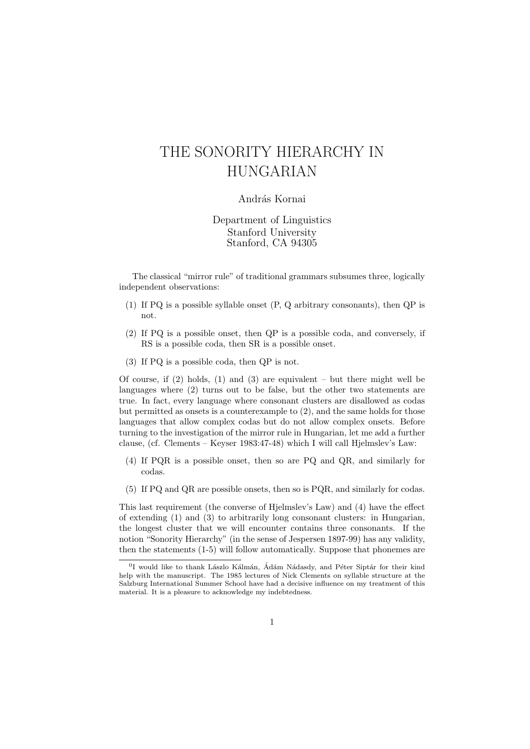# THE SONORITY HIERARCHY IN HUNGARIAN

András Kornai

Department of Linguistics
Stanford University
Stanford, CA 94305

The classical "mirror rule" of traditional grammars subsumes three, logically independent observations:

(1) If PQ is a possible syllable onset (P, Q arbitrary consonants), then QP is not.

(2) If PQ is a possible onset, then QP is a possible coda, and conversely, if RS is a possible coda, then SR is a possible onset.

(3) If PQ is a possible coda, then QP is not.

Of course, if (2) holds, (1) and (3) are equivalent – but there might well be languages where (2) turns out to be false, but the other two statements are true. In fact, every language where consonant clusters are disallowed as codas but permitted as onsets is a counterexample to (2), and the same holds for those languages that allow complex codas but do not allow complex onsets. Before turning to the investigation of the mirror rule in Hungarian, let me add a further clause, (cf. Clements – Keyser 1983:47-48) which I will call Hjelmslev's Law:

(4) If PQR is a possible onset, then so are PQ and QR, and similarly for codas.

(5) If PQ and QR are possible onsets, then so is PQR, and similarly for codas.

This last requirement (the converse of Hjelmslev's Law) and (4) have the effect of extending (1) and (3) to arbitrarily long consonant clusters: in Hungarian, the longest cluster that we will encounter contains three consonants. If the notion "Sonority Hierarchy" (in the sense of Jespersen 1897-99) has any validity, then the statements (1-5) will follow automatically. Suppose that phonemes are

[0] I would like to thank Lászlo Kálmán, Ádám Nádasdy, and Péter Siptár for their kind help with the manuscript. The 1985 lectures of Nick Clements on syllable structure at the Salzburg International Summer School have had a decisive influence on my treatment of this material. It is a pleasure to acknowledge my indebtedness.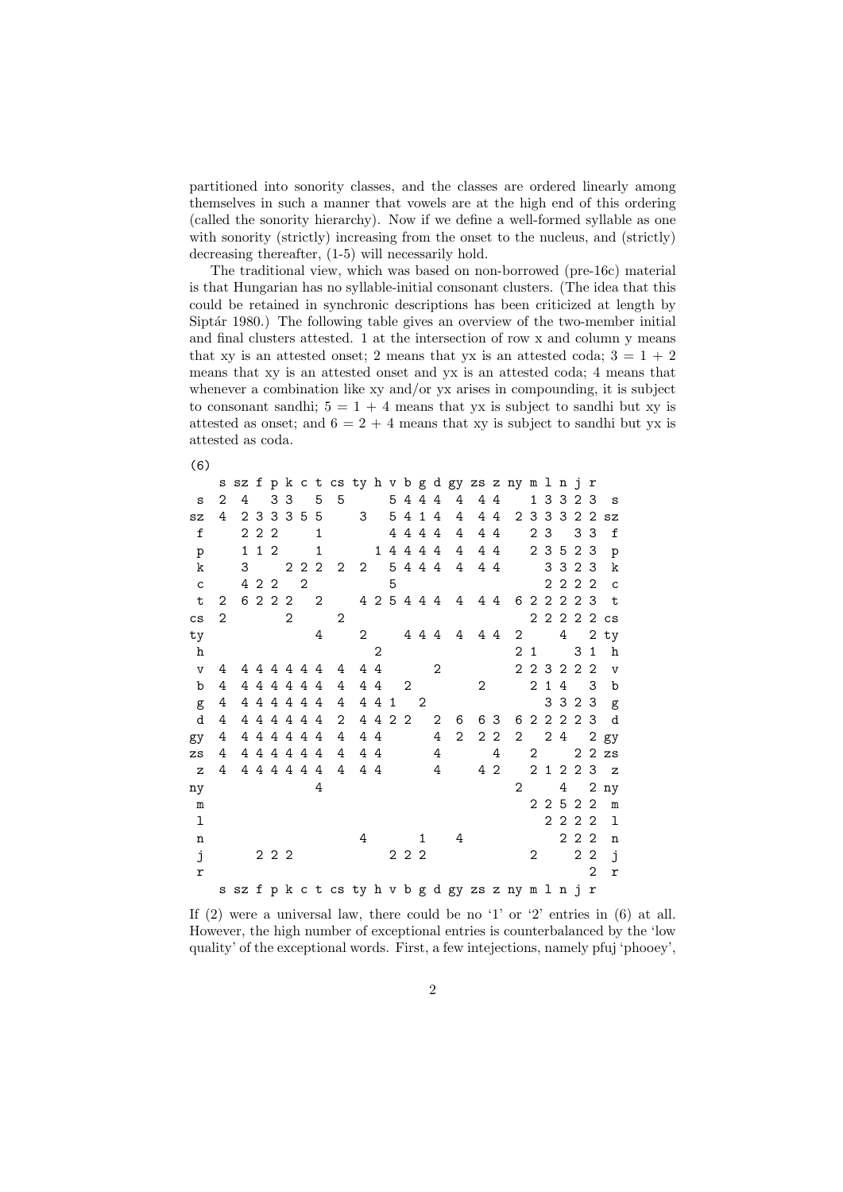partitioned into sonority classes, and the classes are ordered linearly among themselves in such a manner that vowels are at the high end of this ordering (called the sonority hierarchy). Now if we define a well-formed syllable as one with sonority (strictly) increasing from the onset to the nucleus, and (strictly) decreasing thereafter, (1-5) will necessarily hold.

The traditional view, which was based on non-borrowed (pre-16c) material is that Hungarian has no syllable-initial consonant clusters. (The idea that this could be retained in synchronic descriptions has been criticized at length by Siptár 1980.) The following table gives an overview of the two-member initial and final clusters attested. 1 at the intersection of row x and column y means that xy is an attested onset; 2 means that yx is an attested coda; 3 = 1 + 2 means that xy is an attested onset and yx is an attested coda; 4 means that whenever a combination like xy and/or yx arises in compounding, it is subject to consonant sandhi; 5 = 1 + 4 means that yx is subject to sandhi but xy is attested as onset; and 6 = 2 + 4 means that xy is subject to sandhi but yx is attested as coda.

(6)

| | s | sz | f | p | k | c | t | cs | ty | h | v | b | g | d | gy | zs | z | ny | m | l | n | j | r | |
|---|---|---|---|---|---|---|---|---|---|---|---|---|---|---|---|---|---|---|---|---|---|---|---|---|
| s | 2 | 4 | | 3 | 3 | | 5 | 5 | | | 5 | 4 | 4 | 4 | 4 | 4 | 4 | | 1 | 3 | 3 | 2 | 3 | s |
| sz | 4 | 2 | 3 | 3 | 3 | 5 | 5 | | 3 | | 5 | 4 | 1 | 4 | 4 | 4 | 4 | 2 | 3 | 3 | 3 | 2 | 2 | sz |
| f | | 2 | 2 | 2 | | | 1 | | | | 4 | 4 | 4 | 4 | 4 | 4 | 4 | | 2 | 3 | | 3 | 3 | f |
| p | | 1 | 1 | 2 | | | 1 | | | 1 | 4 | 4 | 4 | 4 | 4 | 4 | 4 | | 2 | 3 | 5 | 2 | 3 | p |
| k | | 3 | | | 2 | 2 | 2 | 2 | 2 | | 5 | 4 | 4 | 4 | 4 | 4 | 4 | | | 3 | 3 | 2 | 3 | k |
| c | | 4 | 2 | 2 | | 2 | | | | 5 | | | | | | | | | | 2 | 2 | 2 | 2 | c |
| t | 2 | 6 | 2 | 2 | 2 | | 2 | | 4 | 2 | 5 | 4 | 4 | 4 | 4 | 4 | 4 | 6 | 2 | 2 | 2 | 2 | 3 | t |
| cs | 2 | | | | 2 | | | 2 | | | | | | | | | | | 2 | 2 | 2 | 2 | 2 | cs |
| ty | | | | | | | 4 | | 2 | | | 4 | 4 | 4 | 4 | 4 | 4 | 2 | | | 4 | | 2 | ty |
| h | | | | | | | | | | 2 | | | | | | | | 2 | 1 | | | 3 | 1 | h |
| v | 4 | 4 | 4 | 4 | 4 | 4 | 4 | 4 | 4 | 4 | | | | 2 | | | | 2 | 2 | 3 | 2 | 2 | 2 | v |
| b | 4 | 4 | 4 | 4 | 4 | 4 | 4 | 4 | 4 | 4 | | 2 | | | | 2 | | | 2 | 1 | 4 | | 3 | b |
| g | 4 | 4 | 4 | 4 | 4 | 4 | 4 | 4 | 4 | 4 | 1 | | 2 | | | | | | | 3 | 3 | 2 | 3 | g |
| d | 4 | 4 | 4 | 4 | 4 | 4 | 4 | 2 | 4 | 4 | 2 | 2 | | 2 | 6 | 6 | 3 | 6 | 2 | 2 | 2 | 2 | 3 | d |
| gy | 4 | 4 | 4 | 4 | 4 | 4 | 4 | 4 | 4 | 4 | | | | 4 | 2 | 2 | 2 | 2 | | 2 | 4 | | 2 | gy |
| zs | 4 | 4 | 4 | 4 | 4 | 4 | 4 | 4 | 4 | 4 | | | | 4 | | | 4 | | 2 | | | 2 | 2 | zs |
| z | 4 | 4 | 4 | 4 | 4 | 4 | 4 | 4 | 4 | 4 | | | | 4 | | 4 | 2 | | 2 | 1 | 2 | 2 | 3 | z |
| ny | | | | | | | 4 | | | | | | | | | | | 2 | | | 4 | | 2 | ny |
| m | | | | | | | | | | | | | | | | | | | 2 | 2 | 5 | 2 | 2 | m |
| l | | | | | | | | | | | | | | | | | | | | 2 | 2 | 2 | 2 | l |
| n | | | | | | | | | 4 | | | | 1 | | 4 | | | | | | 2 | 2 | 2 | n |
| j | | | 2 | 2 | 2 | | | | | | 2 | 2 | 2 | | | | | | 2 | | | 2 | 2 | j |
| r | | | | | | | | | | | | | | | | | | | | | | | 2 | r |
| | s | sz | f | p | k | c | t | cs | ty | h | v | b | g | d | gy | zs | z | ny | m | l | n | j | r | |

If (2) were a universal law, there could be no '1' or '2' entries in (6) at all. However, the high number of exceptional entries is counterbalanced by the 'low quality' of the exceptional words. First, a few intejections, namely pfuj 'phooey',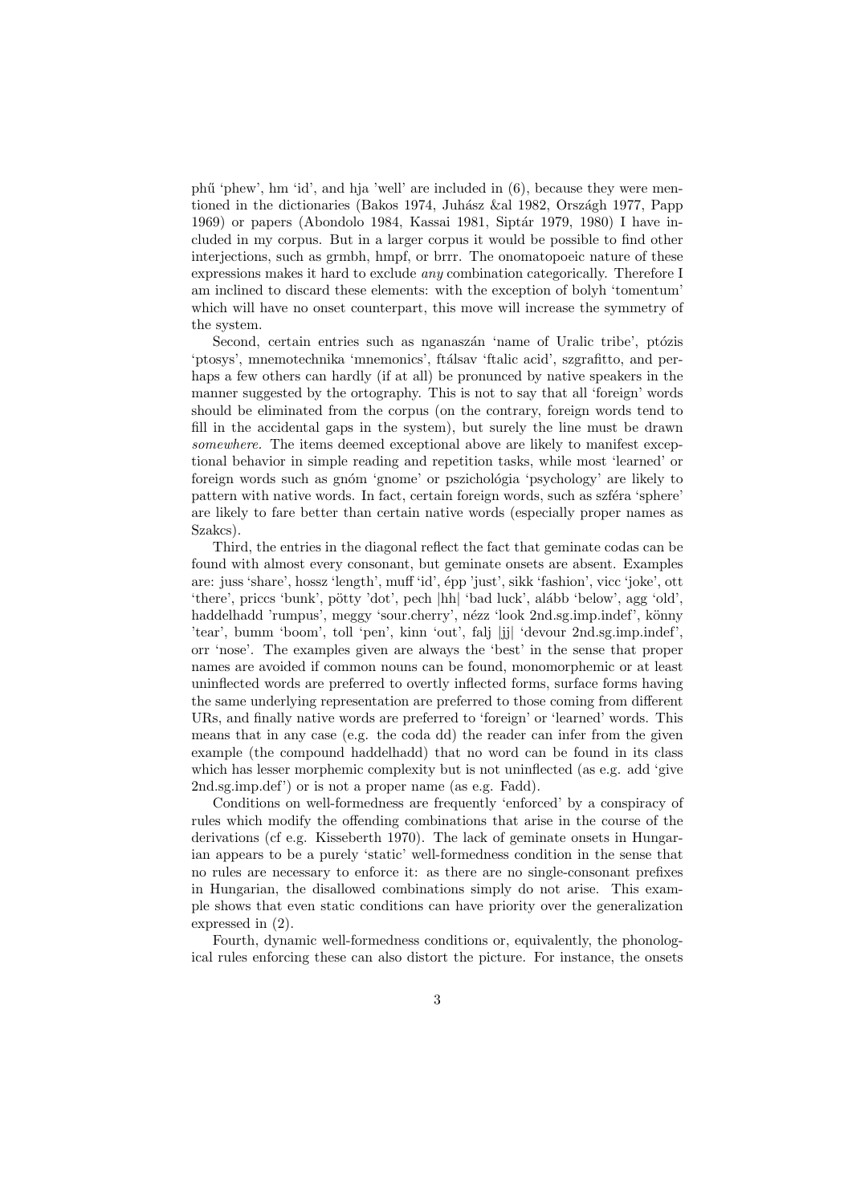phű 'phew', hm 'id', and hja 'well' are included in (6), because they were mentioned in the dictionaries (Bakos 1974, Juhász &al 1982, Országh 1977, Papp 1969) or papers (Abondolo 1984, Kassai 1981, Siptár 1979, 1980) I have included in my corpus. But in a larger corpus it would be possible to find other interjections, such as grmbh, hmpf, or brrr. The onomatopoeic nature of these expressions makes it hard to exclude *any* combination categorically. Therefore I am inclined to discard these elements: with the exception of bolyh 'tomentum' which will have no onset counterpart, this move will increase the symmetry of the system.

Second, certain entries such as nganaszán 'name of Uralic tribe', ptózis 'ptosys', mnemotechnika 'mnemonics', ftálsav 'ftalic acid', szgrafitto, and perhaps a few others can hardly (if at all) be pronounced by native speakers in the manner suggested by the ortography. This is not to say that all 'foreign' words should be eliminated from the corpus (on the contrary, foreign words tend to fill in the accidental gaps in the system), but surely the line must be drawn *somewhere.* The items deemed exceptional above are likely to manifest exceptional behavior in simple reading and repetition tasks, while most 'learned' or foreign words such as gnóm 'gnome' or pszichológia 'psychology' are likely to pattern with native words. In fact, certain foreign words, such as szféra 'sphere' are likely to fare better than certain native words (especially proper names as Szakcs).

Third, the entries in the diagonal reflect the fact that geminate codas can be found with almost every consonant, but geminate onsets are absent. Examples are: juss 'share', hossz 'length', muff 'id', épp 'just', sikk 'fashion', vicc 'joke', ott 'there', priccs 'bunk', pötty 'dot', pech |hh| 'bad luck', alább 'below', agg 'old', haddelhadd 'rumpus', meggy 'sour.cherry', nézz 'look 2nd.sg.imp.indef', könny 'tear', bumm 'boom', toll 'pen', kinn 'out', falj |jj| 'devour 2nd.sg.imp.indef', orr 'nose'. The examples given are always the 'best' in the sense that proper names are avoided if common nouns can be found, monomorphemic or at least uninflected words are preferred to overtly inflected forms, surface forms having the same underlying representation are preferred to those coming from different URs, and finally native words are preferred to 'foreign' or 'learned' words. This means that in any case (e.g. the coda dd) the reader can infer from the given example (the compound haddelhadd) that no word can be found in its class which has lesser morphemic complexity but is not uninflected (as e.g. add 'give 2nd.sg.imp.def') or is not a proper name (as e.g. Fadd).

Conditions on well-formedness are frequently 'enforced' by a conspiracy of rules which modify the offending combinations that arise in the course of the derivations (cf e.g. Kisseberth 1970). The lack of geminate onsets in Hungarian appears to be a purely 'static' well-formedness condition in the sense that no rules are necessary to enforce it: as there are no single-consonant prefixes in Hungarian, the disallowed combinations simply do not arise. This example shows that even static conditions can have priority over the generalization expressed in (2).

Fourth, dynamic well-formedness conditions or, equivalently, the phonological rules enforcing these can also distort the picture. For instance, the onsets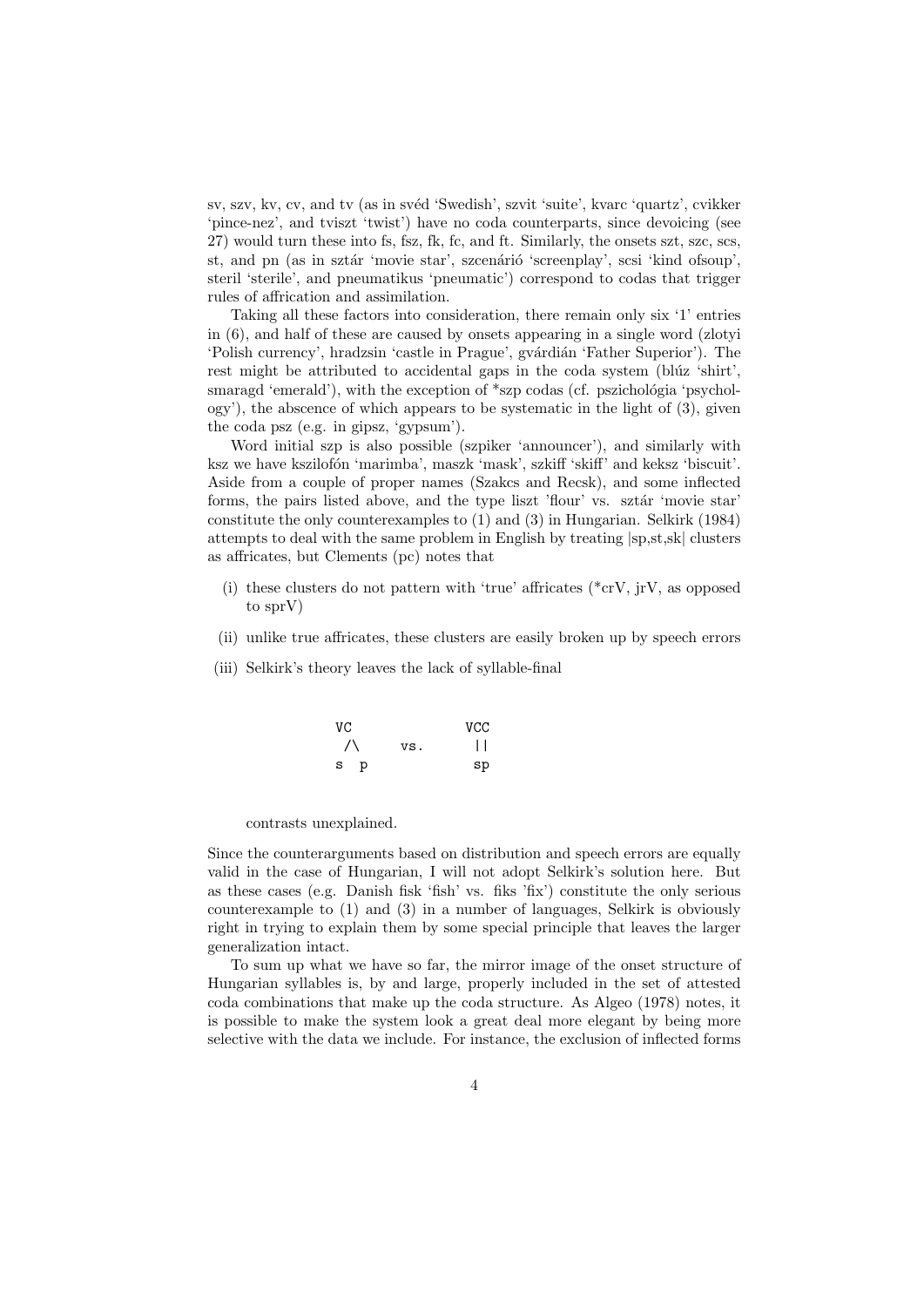sv, szv, kv, cv, and tv (as in svéd 'Swedish', szvit 'suite', kvarc 'quartz', cvikker 'pince-nez', and tviszt 'twist') have no coda counterparts, since devoicing (see 27) would turn these into fs, fsz, fk, fc, and ft. Similarly, the onsets szt, szc, scs, st, and pn (as in sztár 'movie star', szcenárió 'screenplay', scsi 'kind ofsoup', steril 'sterile', and pneumatikus 'pneumatic') correspond to codas that trigger rules of affrication and assimilation.

Taking all these factors into consideration, there remain only six '1' entries in (6), and half of these are caused by onsets appearing in a single word (zlotyi 'Polish currency', hradzsin 'castle in Prague', gvárdián 'Father Superior'). The rest might be attributed to accidental gaps in the coda system (blúz 'shirt', smaragd 'emerald'), with the exception of *szp codas (cf. pszichológia 'psychology'), the abscence of which appears to be systematic in the light of (3), given the coda psz (e.g. in gipsz, 'gypsum').

Word initial szp is also possible (szpiker 'announcer'), and similarly with ksz we have kszilofón 'marimba', maszk 'mask', szkiff 'skiff' and keksz 'biscuit'. Aside from a couple of proper names (Szakcs and Recsk), and some inflected forms, the pairs listed above, and the type liszt 'flour' vs. sztár 'movie star' constitute the only counterexamples to (1) and (3) in Hungarian. Selkirk (1984) attempts to deal with the same problem in English by treating |sp,st,sk| clusters as affricates, but Clements (pc) notes that

(i) these clusters do not pattern with 'true' affricates (*crV, jrV, as opposed to sprV)

(ii) unlike true affricates, these clusters are easily broken up by speech errors

(iii) Selkirk's theory leaves the lack of syllable-final

```
VC             VCC
 /\     vs.     ||
s  p            sp
```

contrasts unexplained.

Since the counterarguments based on distribution and speech errors are equally valid in the case of Hungarian, I will not adopt Selkirk's solution here. But as these cases (e.g. Danish fisk 'fish' vs. fiks 'fix') constitute the only serious counterexample to (1) and (3) in a number of languages, Selkirk is obviously right in trying to explain them by some special principle that leaves the larger generalization intact.

To sum up what we have so far, the mirror image of the onset structure of Hungarian syllables is, by and large, properly included in the set of attested coda combinations that make up the coda structure. As Algeo (1978) notes, it is possible to make the system look a great deal more elegant by being more selective with the data we include. For instance, the exclusion of inflected forms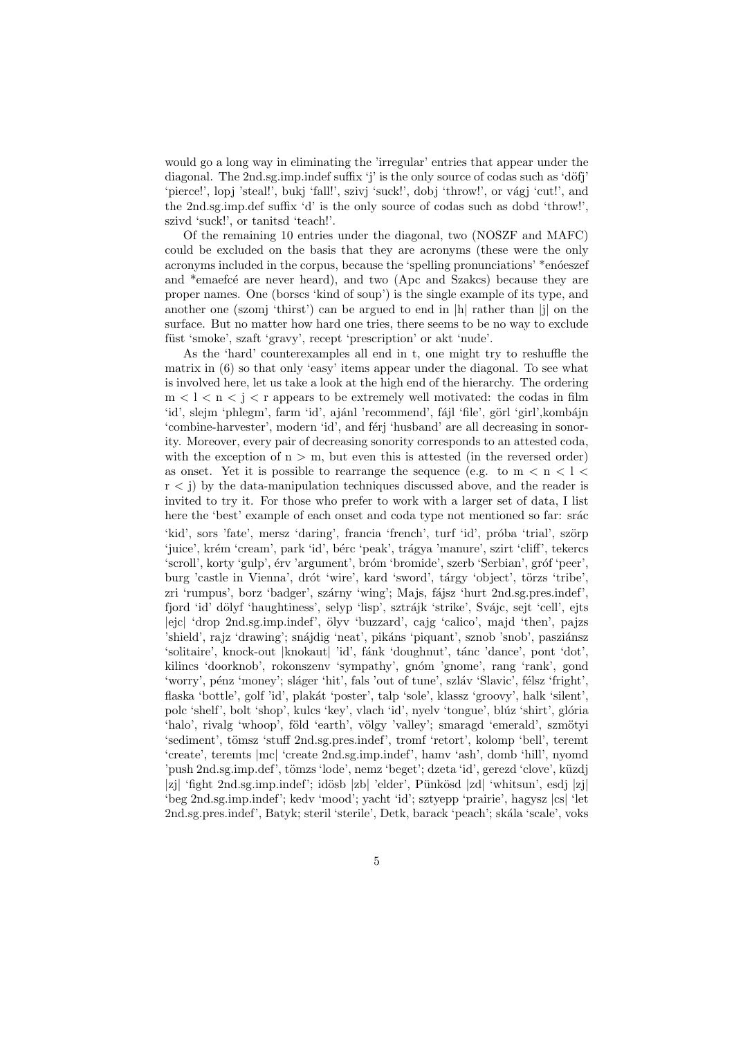would go a long way in eliminating the 'irregular' entries that appear under the diagonal. The 2nd.sg.imp.indef suffix 'j' is the only source of codas such as 'döfj' 'pierce!', lopj 'steal!', bukj 'fall!', szivj 'suck!', dobj 'throw!', or vágj 'cut!', and the 2nd.sg.imp.def suffix 'd' is the only source of codas such as dobd 'throw!', szivd 'suck!', or tanitsd 'teach!'.

Of the remaining 10 entries under the diagonal, two (NOSZF and MAFC) could be excluded on the basis that they are acronyms (these were the only acronyms included in the corpus, because the 'spelling pronunciations' *enóeszef and *emaefcé are never heard), and two (Apc and Szakcs) because they are proper names. One (borscs 'kind of soup') is the single example of its type, and another one (szomj 'thirst') can be argued to end in |h| rather than |j| on the surface. But no matter how hard one tries, there seems to be no way to exclude füst 'smoke', szaft 'gravy', recept 'prescription' or akt 'nude'.

As the 'hard' counterexamples all end in t, one might try to reshuffle the matrix in (6) so that only 'easy' items appear under the diagonal. To see what is involved here, let us take a look at the high end of the hierarchy. The ordering m < l < n < j < r appears to be extremely well motivated: the codas in film 'id', slejm 'phlegm', farm 'id', ajánl 'recommend', fájl 'file', görl 'girl',kombájn 'combine-harvester', modern 'id', and férj 'husband' are all decreasing in sonority. Moreover, every pair of decreasing sonority corresponds to an attested coda, with the exception of n > m, but even this is attested (in the reversed order) as onset. Yet it is possible to rearrange the sequence (e.g. to m < n < l < r < j) by the data-manipulation techniques discussed above, and the reader is invited to try it. For those who prefer to work with a larger set of data, I list here the 'best' example of each onset and coda type not mentioned so far: srác 'kid', sors 'fate', mersz 'daring', francia 'french', turf 'id', próba 'trial', szörp 'juice', krém 'cream', park 'id', bérc 'peak', trágya 'manure', szirt 'cliff', tekercs 'scroll', korty 'gulp', érv 'argument', bróm 'bromide', szerb 'Serbian', gróf 'peer', burg 'castle in Vienna', drót 'wire', kard 'sword', tárgy 'object', törzs 'tribe', zri 'rumpus', borz 'badger', szárny 'wing'; Majs, fájsz 'hurt 2nd.sg.pres.indef', fjord 'id' dölyf 'haughtiness', selyp 'lisp', sztrájk 'strike', Svájc, sejt 'cell', ejts |ejc| 'drop 2nd.sg.imp.indef', ölyv 'buzzard', cajg 'calico', majd 'then', pajzs 'shield', rajz 'drawing'; snájdig 'neat', pikáns 'piquant', sznob 'snob', pasziánsz 'solitaire', knock-out |knokaut| 'id', fánk 'doughnut', tánc 'dance', pont 'dot', kilincs 'doorknob', rokonszenv 'sympathy', gnóm 'gnome', rang 'rank', gond 'worry', pénz 'money'; sláger 'hit', fals 'out of tune', szláv 'Slavic', félsz 'fright', flaska 'bottle', golf 'id', plakát 'poster', talp 'sole', klassz 'groovy', halk 'silent', polc 'shelf', bolt 'shop', kulcs 'key', vlach 'id', nyelv 'tongue', blúz 'shirt', glória 'halo', rivalg 'whoop', föld 'earth', völgy 'valley'; smaragd 'emerald', szmötyi 'sediment', tömsz 'stuff 2nd.sg.pres.indef', tromf 'retort', kolomp 'bell', teremt 'create', teremts |mc| 'create 2nd.sg.imp.indef', hamv 'ash', domb 'hill', nyomd 'push 2nd.sg.imp.def', tömzs 'lode', nemz 'beget'; dzeta 'id', gerezd 'clove', küzdj |zj| 'fight 2nd.sg.imp.indef'; idösb |zb| 'elder', Pünkösd |zd| 'whitsun', esdj |zj| 'beg 2nd.sg.imp.indef'; kedv 'mood'; yacht 'id'; sztyepp 'prairie', hagysz |cs| 'let 2nd.sg.pres.indef', Batyk; steril 'sterile', Detk, barack 'peach'; skála 'scale', voks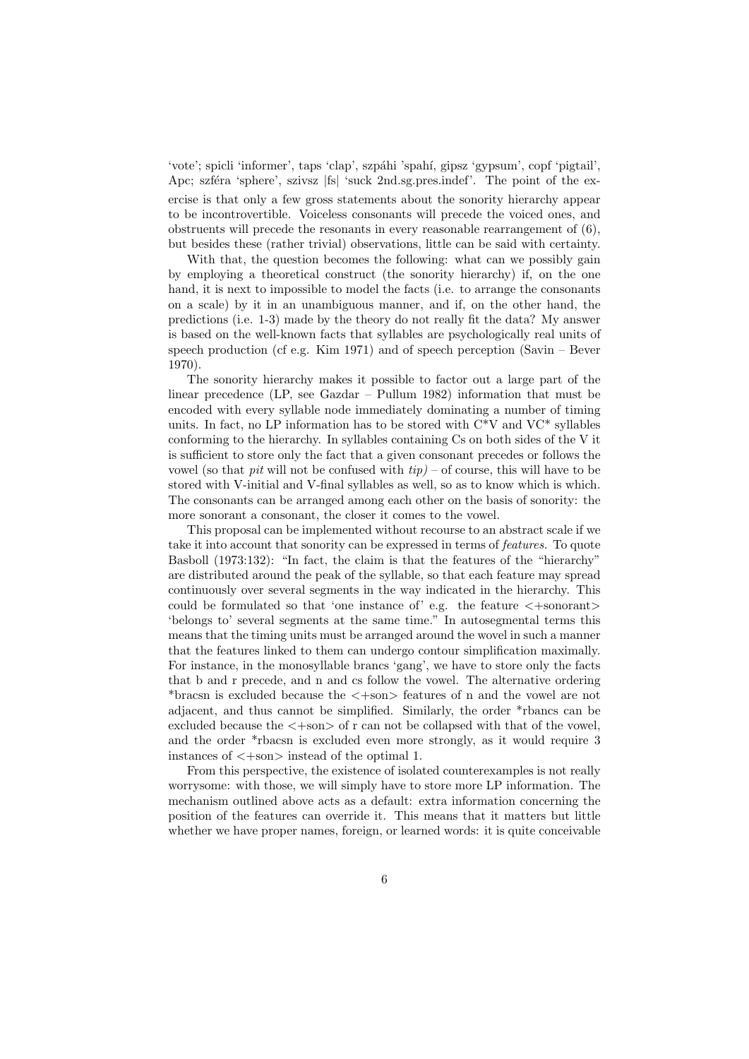'vote'; spicli 'informer', taps 'clap', szpáhi 'spahí, gipsz 'gypsum', copf 'pigtail', Apc; szféra 'sphere', szivsz |fs| 'suck 2nd.sg.pres.indef'. The point of the exercise is that only a few gross statements about the sonority hierarchy appear to be incontrovertible. Voiceless consonants will precede the voiced ones, and obstruents will precede the resonants in every reasonable rearrangement of (6), but besides these (rather trivial) observations, little can be said with certainty.

With that, the question becomes the following: what can we possibly gain by employing a theoretical construct (the sonority hierarchy) if, on the one hand, it is next to impossible to model the facts (i.e. to arrange the consonants on a scale) by it in an unambiguous manner, and if, on the other hand, the predictions (i.e. 1-3) made by the theory do not really fit the data? My answer is based on the well-known facts that syllables are psychologically real units of speech production (cf e.g. Kim 1971) and of speech perception (Savin – Bever 1970).

The sonority hierarchy makes it possible to factor out a large part of the linear precedence (LP, see Gazdar – Pullum 1982) information that must be encoded with every syllable node immediately dominating a number of timing units. In fact, no LP information has to be stored with C*V and VC* syllables conforming to the hierarchy. In syllables containing Cs on both sides of the V it is sufficient to store only the fact that a given consonant precedes or follows the vowel (so that *pit* will not be confused with *tip)* – of course, this will have to be stored with V-initial and V-final syllables as well, so as to know which is which. The consonants can be arranged among each other on the basis of sonority: the more sonorant a consonant, the closer it comes to the vowel.

This proposal can be implemented without recourse to an abstract scale if we take it into account that sonority can be expressed in terms of *features.* To quote Basboll (1973:132): "In fact, the claim is that the features of the "hierarchy" are distributed around the peak of the syllable, so that each feature may spread continuously over several segments in the way indicated in the hierarchy. This could be formulated so that 'one instance of' e.g. the feature <+sonorant> 'belongs to' several segments at the same time." In autosegmental terms this means that the timing units must be arranged around the wovel in such a manner that the features linked to them can undergo contour simplification maximally. For instance, in the monosyllable brancs 'gang', we have to store only the facts that b and r precede, and n and cs follow the vowel. The alternative ordering *bracsn is excluded because the <+son> features of n and the vowel are not adjacent, and thus cannot be simplified. Similarly, the order *rbancs can be excluded because the <+son> of r can not be collapsed with that of the vowel, and the order *rbacsn is excluded even more strongly, as it would require 3 instances of <+son> instead of the optimal 1.

From this perspective, the existence of isolated counterexamples is not really worrysome: with those, we will simply have to store more LP information. The mechanism outlined above acts as a default: extra information concerning the position of the features can override it. This means that it matters but little whether we have proper names, foreign, or learned words: it is quite conceivable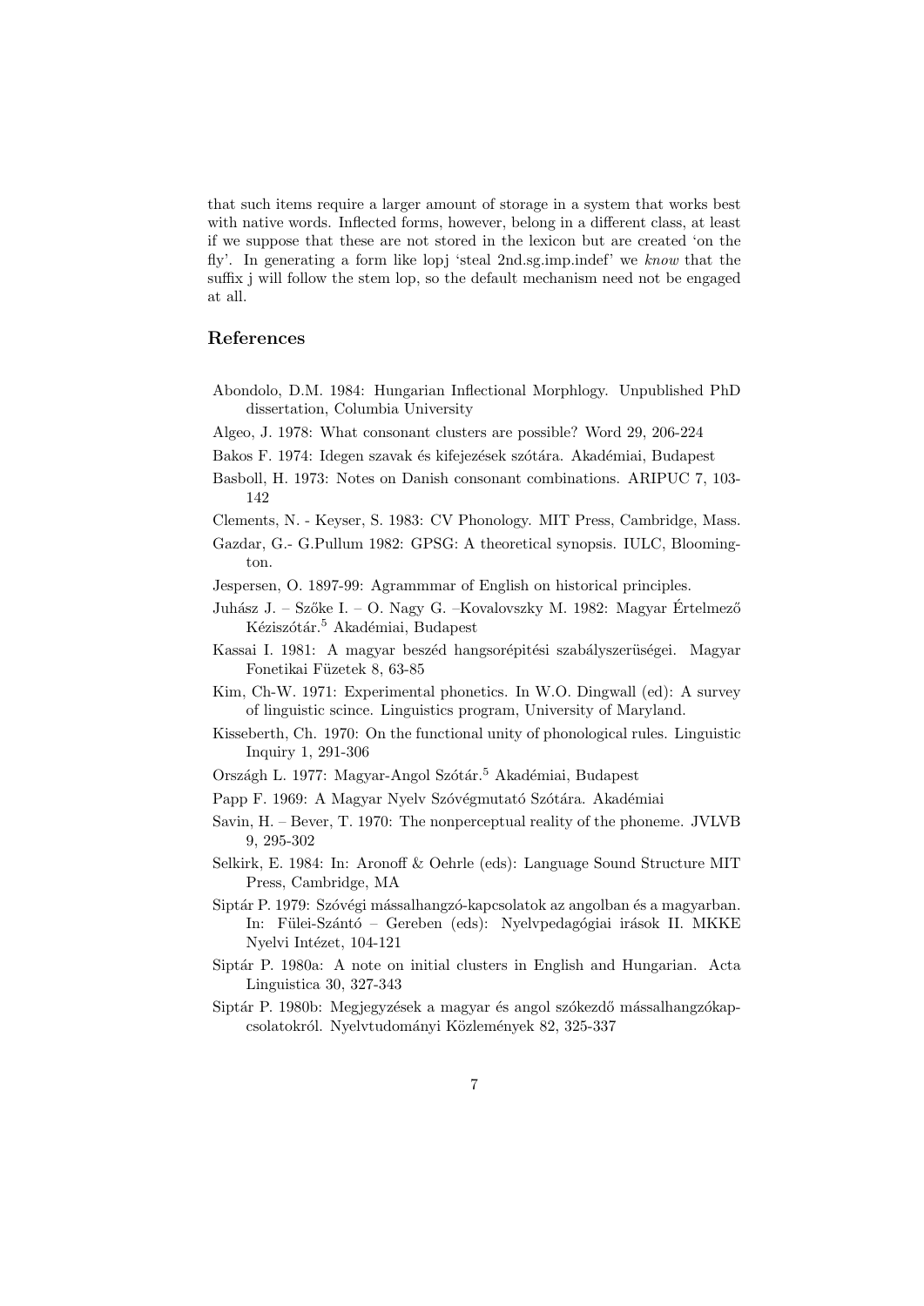that such items require a larger amount of storage in a system that works best with native words. Inflected forms, however, belong in a different class, at least if we suppose that these are not stored in the lexicon but are created 'on the fly'. In generating a form like lopj 'steal 2nd.sg.imp.indef' we *know* that the suffix j will follow the stem lop, so the default mechanism need not be engaged at all.

## References

Abondolo, D.M. 1984: Hungarian Inflectional Morphlogy. Unpublished PhD dissertation, Columbia University

Algeo, J. 1978: What consonant clusters are possible? Word 29, 206-224

Bakos F. 1974: Idegen szavak és kifejezések szótára. Akadémiai, Budapest

Basboll, H. 1973: Notes on Danish consonant combinations. ARIPUC 7, 103-142

Clements, N. - Keyser, S. 1983: CV Phonology. MIT Press, Cambridge, Mass.

Gazdar, G.- G.Pullum 1982: GPSG: A theoretical synopsis. IULC, Bloomington.

Jespersen, O. 1897-99: Agrammmar of English on historical principles.

Juhász J. – Szőke I. – O. Nagy G. –Kovalovszky M. 1982: Magyar Értelmező Kéziszótár.[5] Akadémiai, Budapest

Kassai I. 1981: A magyar beszéd hangsorépitési szabályszerüségei. Magyar Fonetikai Füzetek 8, 63-85

Kim, Ch-W. 1971: Experimental phonetics. In W.O. Dingwall (ed): A survey of linguistic scince. Linguistics program, University of Maryland.

Kisseberth, Ch. 1970: On the functional unity of phonological rules. Linguistic Inquiry 1, 291-306

Országh L. 1977: Magyar-Angol Szótár.[5] Akadémiai, Budapest

Papp F. 1969: A Magyar Nyelv Szóvégmutató Szótára. Akadémiai

Savin, H. – Bever, T. 1970: The nonperceptual reality of the phoneme. JVLVB 9, 295-302

Selkirk, E. 1984: In: Aronoff & Oehrle (eds): Language Sound Structure MIT Press, Cambridge, MA

Siptár P. 1979: Szóvégi mássalhangzó-kapcsolatok az angolban és a magyarban. In: Fülei-Szántó – Gereben (eds): Nyelvpedagógiai irások II. MKKE Nyelvi Intézet, 104-121

Siptár P. 1980a: A note on initial clusters in English and Hungarian. Acta Linguistica 30, 327-343

Siptár P. 1980b: Megjegyzések a magyar és angol szókezdő mássalhangzókapcsolatokról. Nyelvtudományi Közlemények 82, 325-337